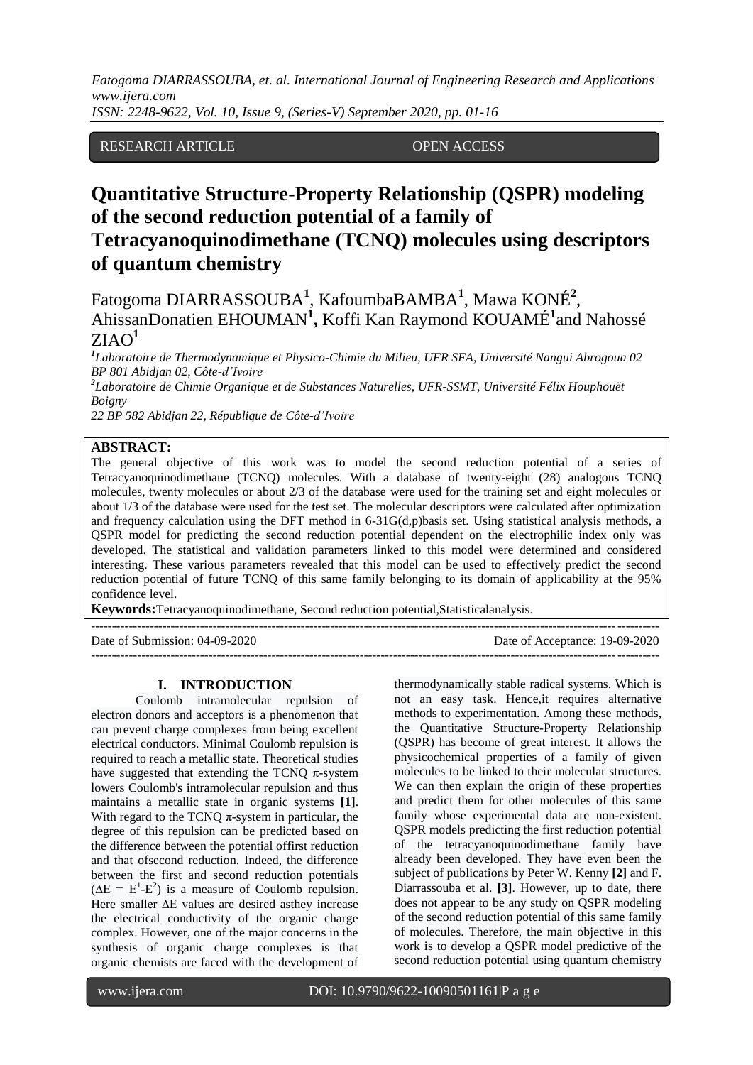RESEARCH ARTICLE OPEN ACCESS

# Quantitative Structure-Property Relationship (QSPR) modeling of the second reduction potential of a family of Tetracyanoquinodimethane (TCNQ) molecules using descriptors of quantum chemistry

Fatogoma DIARRASSOUBA[1], KafoumbaBAMBA[1], Mawa KONÉ[2], AhissanDonatien EHOUMAN[1], Koffi Kan Raymond KOUAMÉ[1]and Nahossé ZIAO[1]

[1]*Laboratoire de Thermodynamique et Physico-Chimie du Milieu, UFR SFA, Université Nangui Abrogoua 02 BP 801 Abidjan 02, Côte-d'Ivoire*

[2]*Laboratoire de Chimie Organique et de Substances Naturelles, UFR-SSMT, Université Félix Houphouët Boigny*

*22 BP 582 Abidjan 22, République de Côte-d'Ivoire*

**ABSTRACT:**

The general objective of this work was to model the second reduction potential of a series of Tetracyanoquinodimethane (TCNQ) molecules. With a database of twenty-eight (28) analogous TCNQ molecules, twenty molecules or about 2/3 of the database were used for the training set and eight molecules or about 1/3 of the database were used for the test set. The molecular descriptors were calculated after optimization and frequency calculation using the DFT method in 6-31G(d,p)basis set. Using statistical analysis methods, a QSPR model for predicting the second reduction potential dependent on the electrophilic index only was developed. The statistical and validation parameters linked to this model were determined and considered interesting. These various parameters revealed that this model can be used to effectively predict the second reduction potential of future TCNQ of this same family belonging to its domain of applicability at the 95% confidence level.

**Keywords:**Tetracyanoquinodimethane, Second reduction potential,Statisticalanalysis.

---

Date of Submission: 04-09-2020 Date of Acceptance: 19-09-2020

---

## I. INTRODUCTION

Coulomb intramolecular repulsion of electron donors and acceptors is a phenomenon that can prevent charge complexes from being excellent electrical conductors. Minimal Coulomb repulsion is required to reach a metallic state. Theoretical studies have suggested that extending the TCNQ π-system lowers Coulomb's intramolecular repulsion and thus maintains a metallic state in organic systems **[1]**. With regard to the TCNQ π-system in particular, the degree of this repulsion can be predicted based on the difference between the potential offirst reduction and that ofsecond reduction. Indeed, the difference between the first and second reduction potentials ($\Delta E = E^1 - E^2$) is a measure of Coulomb repulsion. Here smaller ΔE values are desired asthey increase the electrical conductivity of the organic charge complex. However, one of the major concerns in the synthesis of organic charge complexes is that organic chemists are faced with the development of thermodynamically stable radical systems. Which is not an easy task. Hence,it requires alternative methods to experimentation. Among these methods, the Quantitative Structure-Property Relationship (QSPR) has become of great interest. It allows the physicochemical properties of a family of given molecules to be linked to their molecular structures. We can then explain the origin of these properties and predict them for other molecules of this same family whose experimental data are non-existent. QSPR models predicting the first reduction potential of the tetracyanoquinodimethane family have already been developed. They have even been the subject of publications by Peter W. Kenny **[2]** and F. Diarrassouba et al. **[3]**. However, up to date, there does not appear to be any study on QSPR modeling of the second reduction potential of this same family of molecules. Therefore, the main objective in this work is to develop a QSPR model predictive of the second reduction potential using quantum chemistry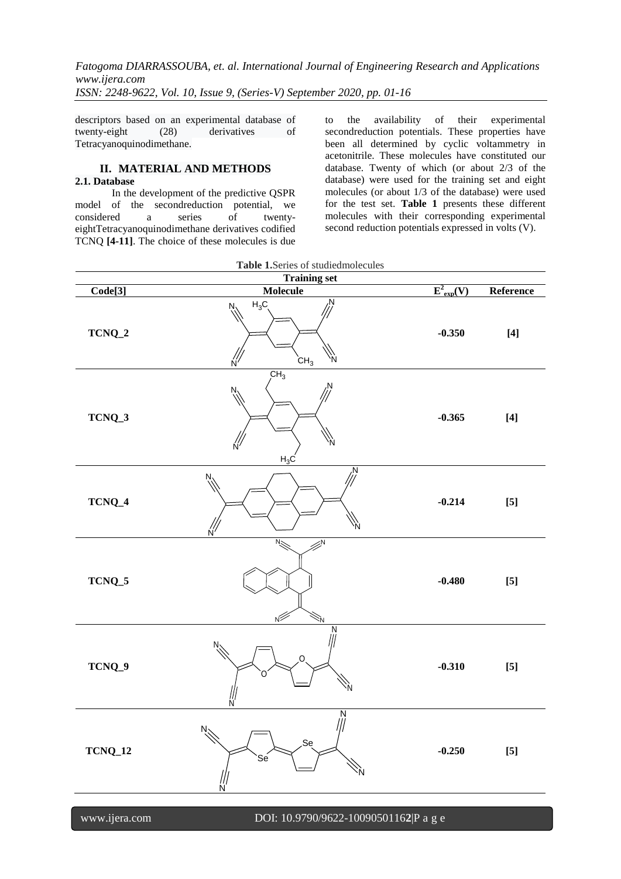descriptors based on an experimental database of twenty-eight (28) derivatives of Tetracyanoquinodimethane.

## II. MATERIAL AND METHODS

### 2.1. Database

In the development of the predictive QSPR model of the secondreduction potential, we considered a series of twenty-eightTetracyanoquinodimethane derivatives codified TCNQ **[4-11]**. The choice of these molecules is due to the availability of their experimental secondreduction potentials. These properties have been all determined by cyclic voltammetry in acetonitrile. These molecules have constituted our database. Twenty of which (or about 2/3 of the database) were used for the training set and eight molecules (or about 1/3 of the database) were used for the test set. **Table 1** presents these different molecules with their corresponding experimental second reduction potentials expressed in volts (V).

**Table 1.**Series of studiedmolecules

| Code[3] | Molecule | $E^2_{exp}$(V) | Reference |
|---|---|---|---|
| **Training set** | | | |
| **TCNQ_2** | | **-0.350** | **[4]** |
| **TCNQ_3** | | **-0.365** | **[4]** |
| **TCNQ_4** | | **-0.214** | **[5]** |
| **TCNQ_5** | | **-0.480** | **[5]** |
| **TCNQ_9** | | **-0.310** | **[5]** |
| **TCNQ_12** | | **-0.250** | **[5]** |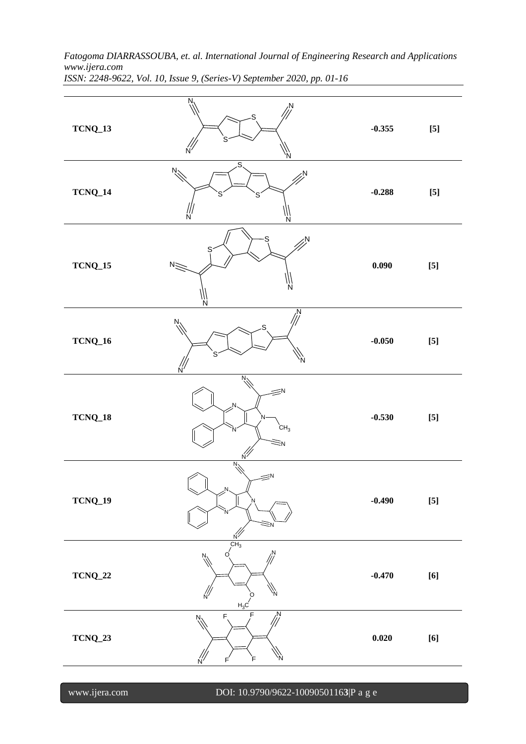| | | | |
|---|---|---|---|
| **TCNQ_13** | | **-0.355** | **[5]** |
| **TCNQ_14** | | **-0.288** | **[5]** |
| **TCNQ_15** | | **0.090** | **[5]** |
| **TCNQ_16** | | **-0.050** | **[5]** |
| **TCNQ_18** | | **-0.530** | **[5]** |
| **TCNQ_19** | | **-0.490** | **[5]** |
| **TCNQ_22** | | **-0.470** | **[6]** |
| **TCNQ_23** | | **0.020** | **[6]** |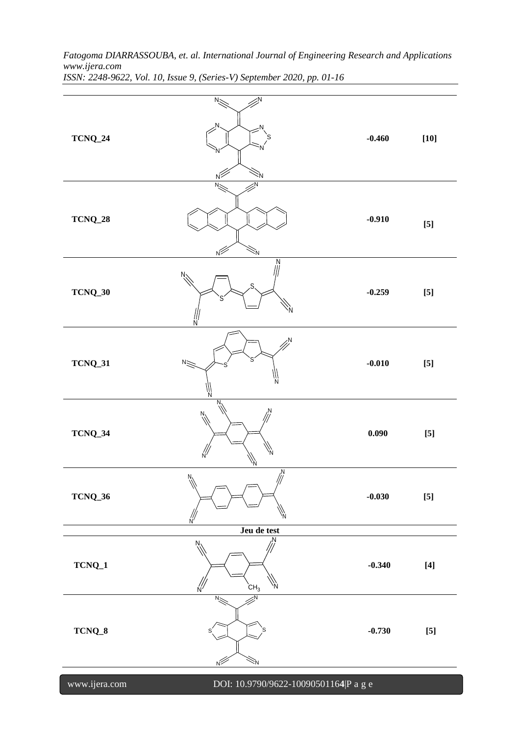| | | | |
|---|---|---|---|
| **TCNQ_24** | | **-0.460** | **[10]** |
| **TCNQ_28** | | **-0.910** | **[5]** |
| **TCNQ_30** | | **-0.259** | **[5]** |
| **TCNQ_31** | | **-0.010** | **[5]** |
| **TCNQ_34** | | **0.090** | **[5]** |
| **TCNQ_36** | | **-0.030** | **[5]** |
| | **Jeu de test** | | |
| **TCNQ_1** | | **-0.340** | **[4]** |
| **TCNQ_8** | | **-0.730** | **[5]** |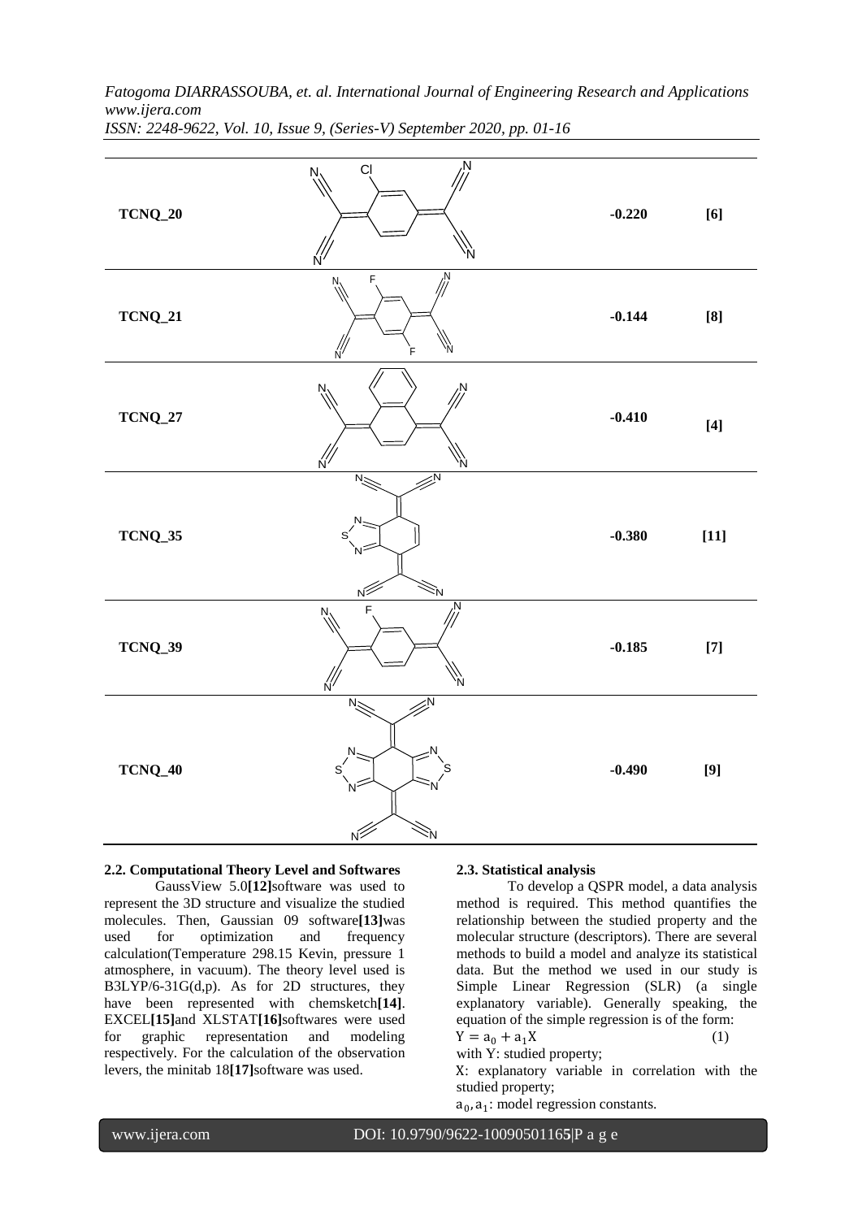| | | | |
|---|---|---|---|
| **TCNQ_20** | | **-0.220** | **[6]** |
| **TCNQ_21** | | **-0.144** | **[8]** |
| **TCNQ_27** | | **-0.410** | **[4]** |
| **TCNQ_35** | | **-0.380** | **[11]** |
| **TCNQ_39** | | **-0.185** | **[7]** |
| **TCNQ_40** | | **-0.490** | **[9]** |

**2.2. Computational Theory Level and Softwares**

GaussView 5.0**[12]**software was used to represent the 3D structure and visualize the studied molecules. Then, Gaussian 09 software**[13]**was used for optimization and frequency calculation(Temperature 298.15 Kevin, pressure 1 atmosphere, in vacuum). The theory level used is B3LYP/6-31G(d,p). As for 2D structures, they have been represented with chemsketch**[14]**. EXCEL**[15]**and XLSTAT**[16]**softwares were used for graphic representation and modeling respectively. For the calculation of the observation levers, the minitab 18**[17]**software was used.

**2.3. Statistical analysis**

To develop a QSPR model, a data analysis method is required. This method quantifies the relationship between the studied property and the molecular structure (descriptors). There are several methods to build a model and analyze its statistical data. But the method we used in our study is Simple Linear Regression (SLR) (a single explanatory variable). Generally speaking, the equation of the simple regression is of the form:

$$Y = a_0 + a_1X \qquad (1)$$

with Y: studied property;

X: explanatory variable in correlation with the studied property;

$a_0, a_1$: model regression constants.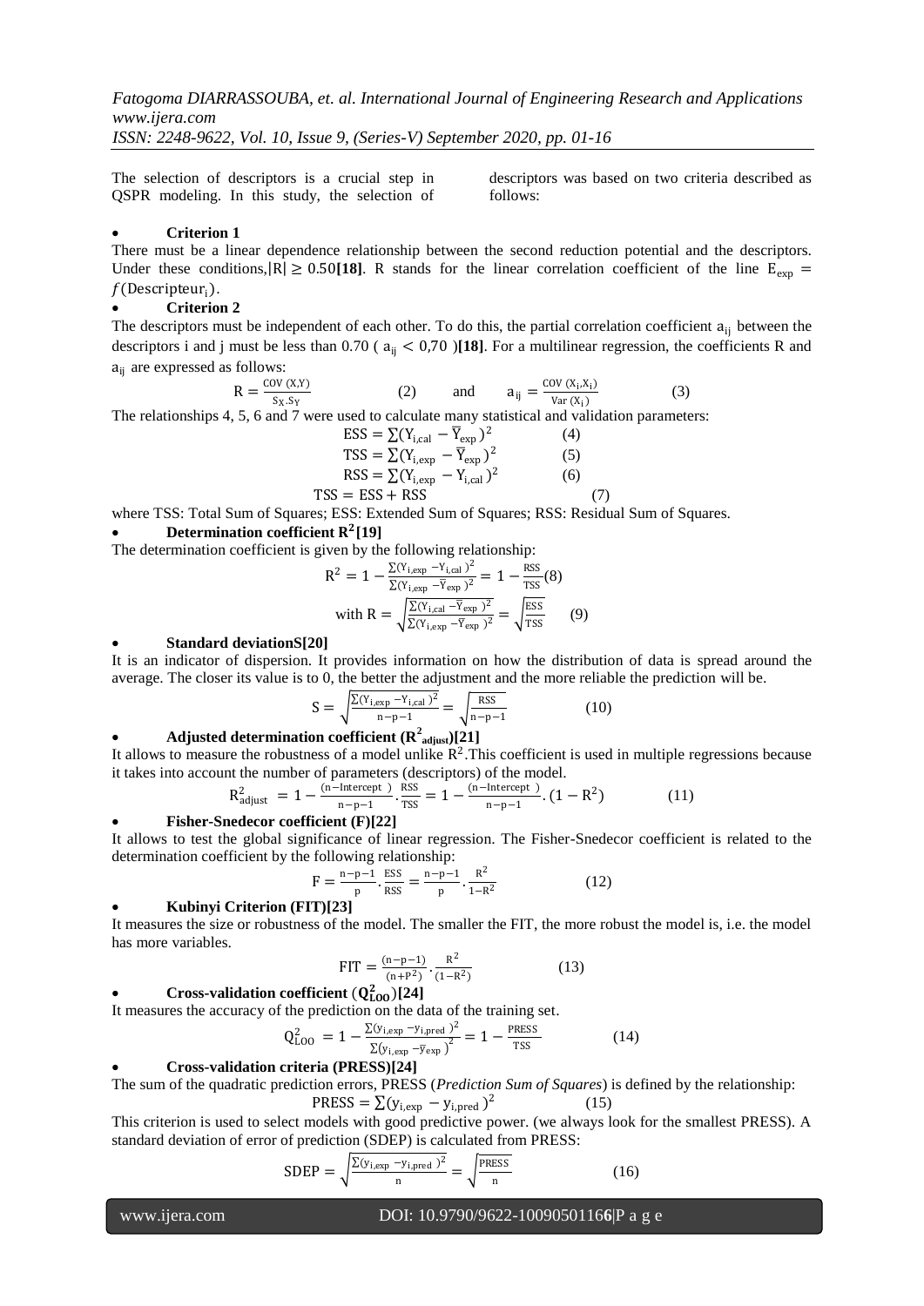The selection of descriptors is a crucial step in QSPR modeling. In this study, the selection of descriptors was based on two criteria described as follows:

- **Criterion 1**

There must be a linear dependence relationship between the second reduction potential and the descriptors. Under these conditions, $|R| \geq 0.50$**[18]**. R stands for the linear correlation coefficient of the line $E_{exp} = f(\text{Descripteur}_i)$.

- **Criterion 2**

The descriptors must be independent of each other. To do this, the partial correlation coefficient $a_{ij}$ between the descriptors i and j must be less than 0.70 ( $a_{ij} < 0{,}70$ )**[18]**. For a multilinear regression, the coefficients R and $a_{ij}$ are expressed as follows:

$$R = \frac{\text{COV}(X,Y)}{S_X . S_Y} \quad (2) \qquad \text{and} \qquad a_{ij} = \frac{\text{COV}(X_i, X_j)}{\text{Var}(X_i)} \quad (3)$$

The relationships 4, 5, 6 and 7 were used to calculate many statistical and validation parameters:

$$\text{ESS} = \sum (Y_{i,cal} - \overline{Y}_{exp})^2 \quad (4)$$

$$\text{TSS} = \sum (Y_{i,exp} - \overline{Y}_{exp})^2 \quad (5)$$

$$\text{RSS} = \sum (Y_{i,exp} - Y_{i,cal})^2 \quad (6)$$

$$\text{TSS} = \text{ESS} + \text{RSS} \quad (7)$$

where TSS: Total Sum of Squares; ESS: Extended Sum of Squares; RSS: Residual Sum of Squares.

- **Determination coefficient $R^2$[19]**

The determination coefficient is given by the following relationship:

$$R^2 = 1 - \frac{\sum (Y_{i,exp} - Y_{i,cal})^2}{\sum (Y_{i,exp} - \overline{Y}_{exp})^2} = 1 - \frac{\text{RSS}}{\text{TSS}} \quad (8)$$

$$\text{with } R = \sqrt{\frac{\sum (Y_{i,cal} - \overline{Y}_{exp})^2}{\sum (Y_{i,exp} - \overline{Y}_{exp})^2}} = \sqrt{\frac{\text{ESS}}{\text{TSS}}} \quad (9)$$

- **Standard deviationS[20]**

It is an indicator of dispersion. It provides information on how the distribution of data is spread around the average. The closer its value is to 0, the better the adjustment and the more reliable the prediction will be.

$$S = \sqrt{\frac{\sum (Y_{i,exp} - Y_{i,cal})^2}{n-p-1}} = \sqrt{\frac{\text{RSS}}{n-p-1}} \quad (10)$$

- **Adjusted determination coefficient ($R^2_{adjust}$)[21]**

It allows to measure the robustness of a model unlike $R^2$.This coefficient is used in multiple regressions because it takes into account the number of parameters (descriptors) of the model.

$$R^2_{adjust} = 1 - \frac{(n - \text{Intercept})}{n-p-1} . \frac{\text{RSS}}{\text{TSS}} = 1 - \frac{(n - \text{Intercept})}{n-p-1} . (1 - R^2) \quad (11)$$

- **Fisher-Snedecor coefficient (F)[22]**

It allows to test the global significance of linear regression. The Fisher-Snedecor coefficient is related to the determination coefficient by the following relationship:

$$F = \frac{n-p-1}{p} . \frac{\text{ESS}}{\text{RSS}} = \frac{n-p-1}{p} . \frac{R^2}{1-R^2} \quad (12)$$

- **Kubinyi Criterion (FIT)[23]**

It measures the size or robustness of the model. The smaller the FIT, the more robust the model is, i.e. the model has more variables.

$$\text{FIT} = \frac{(n-p-1)}{(n+P^2)} . \frac{R^2}{(1-R^2)} \quad (13)$$

- **Cross-validation coefficient ($Q^2_{LOO}$)[24]**

It measures the accuracy of the prediction on the data of the training set.

$$Q^2_{LOO} = 1 - \frac{\sum (y_{i,exp} - y_{i,pred})^2}{\sum (y_{i,exp} - \overline{y}_{exp})^2} = 1 - \frac{\text{PRESS}}{\text{TSS}} \quad (14)$$

- **Cross-validation criteria (PRESS)[24]**

The sum of the quadratic prediction errors, PRESS (*Prediction Sum of Squares*) is defined by the relationship:

$$\text{PRESS} = \sum (y_{i,exp} - y_{i,pred})^2 \quad (15)$$

This criterion is used to select models with good predictive power. (we always look for the smallest PRESS). A standard deviation of error of prediction (SDEP) is calculated from PRESS:

$$\text{SDEP} = \sqrt{\frac{\sum (y_{i,exp} - y_{i,pred})^2}{n}} = \sqrt{\frac{\text{PRESS}}{n}} \quad (16)$$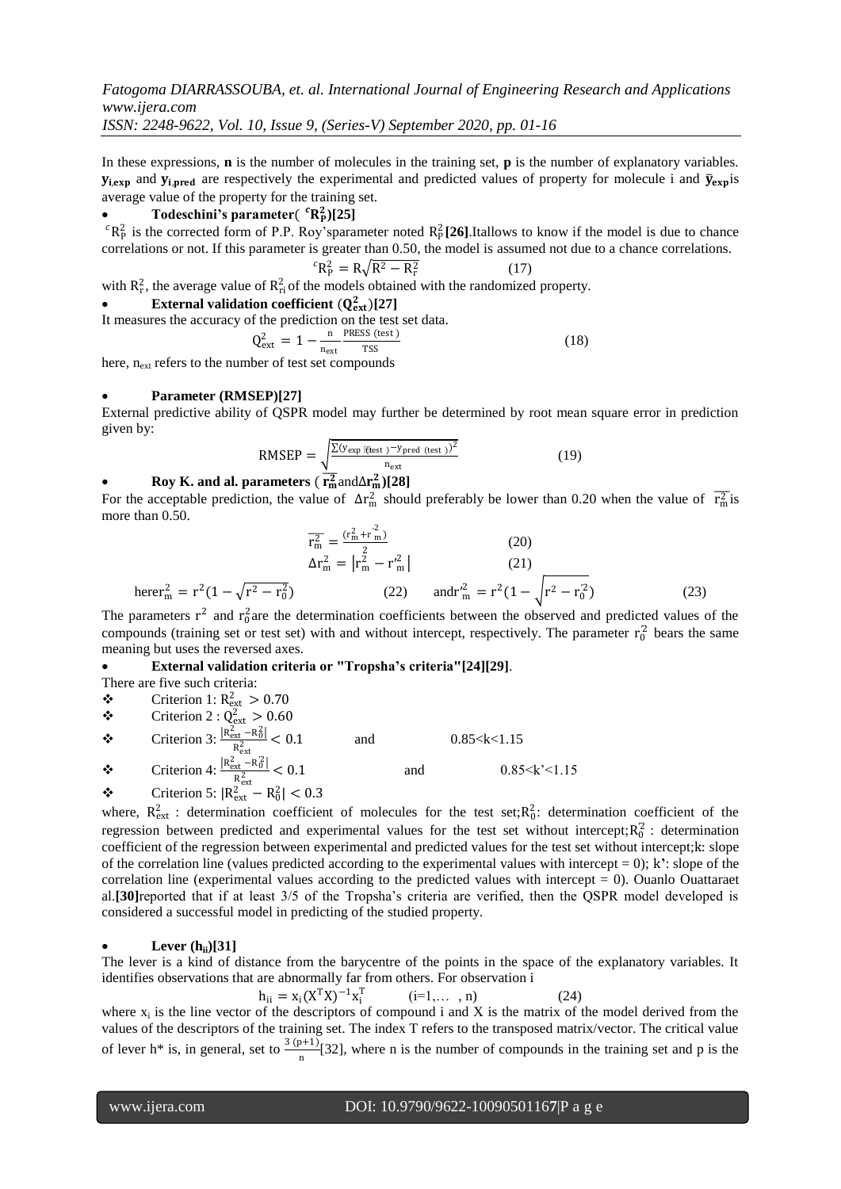In these expressions, **n** is the number of molecules in the training set, **p** is the number of explanatory variables. $\mathbf{y_{i,exp}}$ and $\mathbf{y_{i,pred}}$ are respectively the experimental and predicted values of property for molecule i and $\mathbf{\bar{y}_{exp}}$ is average value of the property for the training set.

- **Todeschini's parameter( $^{c}R_P^2$)[25]**

$^{c}R_P^2$ is the corrected form of P.P. Roy'sparameter noted $R_P^2$ **[26]**.Itallows to know if the model is due to chance correlations or not. If this parameter is greater than 0.50, the model is assumed not due to a chance correlations.

$$^{c}R_P^2 = R\sqrt{R^2 - R_r^2} \qquad (17)$$

with $R_r^2$, the average value of $R_{ri}^2$ of the models obtained with the randomized property.

- **External validation coefficient ($Q_{ext}^2$)[27]**

It measures the accuracy of the prediction on the test set data.

$$Q_{ext}^2 = 1 - \frac{n}{n_{ext}} \frac{\text{PRESS (test)}}{\text{TSS}} \qquad (18)$$

here, $n_{ext}$ refers to the number of test set compounds

- **Parameter (RMSEP)[27]**

External predictive ability of QSPR model may further be determined by root mean square error in prediction given by:

$$\text{RMSEP} = \sqrt{\frac{\sum(y_{exp\ (test)} - y_{pred\ (test)})^2}{n_{ext}}} \qquad (19)$$

- **Roy K. and al. parameters ( $\overline{r_m^2}$ and $\Delta r_m^2$)[28]**

For the acceptable prediction, the value of $\Delta r_m^2$ should preferably be lower than 0.20 when the value of $\overline{r_m^2}$ is more than 0.50.

$$\overline{r_m^2} = \frac{(r_m^2 + r'^2_m)}{2} \qquad (20)$$

$$\Delta r_m^2 = \left|r_m^2 - r'^2_m\right| \qquad (21)$$

here $r_m^2 = r^2(1 - \sqrt{r^2 - r_0^2})$ (22) and $r'^2_m = r^2(1 - \sqrt{r^2 - r'^2_0})$ (23)

The parameters $r^2$ and $r_0^2$ are the determination coefficients between the observed and predicted values of the compounds (training set or test set) with and without intercept, respectively. The parameter $r'^2_0$ bears the same meaning but uses the reversed axes.

- **External validation criteria or "Tropsha's criteria"[24][29]**.

There are five such criteria:

- Criterion 1: $R_{ext}^2 > 0.70$
- Criterion 2 : $Q_{ext}^2 > 0.60$
- Criterion 3: $\frac{|R_{ext}^2 - R_0^2|}{R_{ext}^2} < 0.1$ and $0.85 < k < 1.15$
- Criterion 4: $\frac{|R_{ext}^2 - R'^2_0|}{R_{ext}^2} < 0.1$ and $0.85 < k' < 1.15$
- Criterion 5: $|R_{ext}^2 - R_0^2| < 0.3$

where, $R_{ext}^2$ : determination coefficient of molecules for the test set; $R_0^2$: determination coefficient of the regression between predicted and experimental values for the test set without intercept; $R'^2_0$ : determination coefficient of the regression between experimental and predicted values for the test set without intercept; k: slope of the correlation line (values predicted according to the experimental values with intercept = 0); k': slope of the correlation line (experimental values according to the predicted values with intercept = 0). Ouanlo Ouattara et al.**[30]** reported that if at least 3/5 of the Tropsha's criteria are verified, then the QSPR model developed is considered a successful model in predicting of the studied property.

- **Lever ($h_{ii}$)[31]**

The lever is a kind of distance from the barycentre of the points in the space of the explanatory variables. It identifies observations that are abnormally far from others. For observation i

$$h_{ii} = x_i(X^TX)^{-1}x_i^T \qquad (i=1,\dots, n) \qquad (24)$$

where $x_i$ is the line vector of the descriptors of compound i and X is the matrix of the model derived from the values of the descriptors of the training set. The index T refers to the transposed matrix/vector. The critical value of lever h* is, in general, set to $\frac{3\,(p+1)}{n}$[32], where n is the number of compounds in the training set and p is the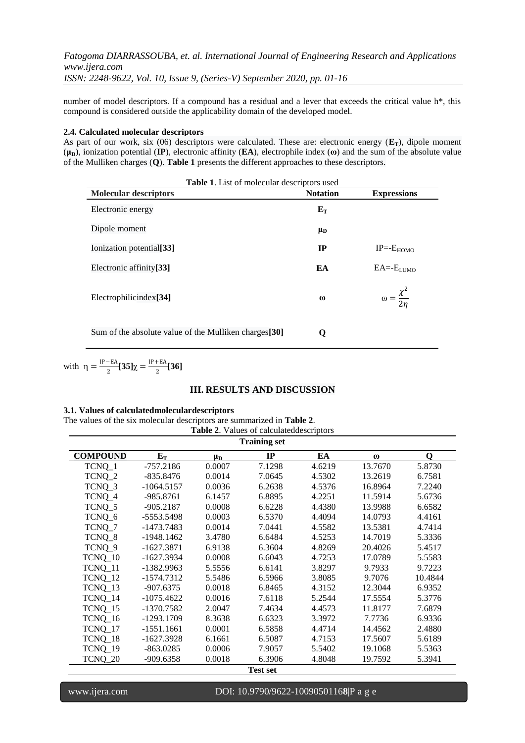number of model descriptors. If a compound has a residual and a lever that exceeds the critical value h*, this compound is considered outside the applicability domain of the developed model.

### 2.4. Calculated molecular descriptors

As part of our work, six (06) descriptors were calculated. These are: electronic energy (**$E_T$**), dipole moment (**$\mu_D$**), ionization potential (**IP**), electronic affinity (**EA**), electrophile index (**ω**) and the sum of the absolute value of the Mulliken charges (**Q**). **Table 1** presents the different approaches to these descriptors.

**Table 1**. List of molecular descriptors used

| Molecular descriptors | Notation | Expressions |
|---|---|---|
| Electronic energy | $E_T$ | |
| Dipole moment | $\mu_D$ | |
| Ionization potential**[33]** | **IP** | $IP=-E_{HOMO}$ |
| Electronic affinity**[33]** | **EA** | $EA=-E_{LUMO}$ |
| Electrophilicindex**[34]** | **ω** | $\omega = \frac{\chi^2}{2\eta}$ |
| Sum of the absolute value of the Mulliken charges**[30]** | **Q** | |

with $\eta = \frac{IP-EA}{2}$**[35]**$\chi = \frac{IP+EA}{2}$**[36]**

## III. RESULTS AND DISCUSSION

### 3.1. Values of calculatedmoleculardescriptors

The values of the six molecular descriptors are summarized in **Table 2**.

**Table 2**. Values of calculateddescriptors

| COMPOUND | $E_T$ | $\mu_D$ | IP | EA | ω | Q |
|---|---|---|---|---|---|---|
| **Training set** | | | | | | |
| TCNQ_1 | -757.2186 | 0.0007 | 7.1298 | 4.6219 | 13.7670 | 5.8730 |
| TCNQ_2 | -835.8476 | 0.0014 | 7.0645 | 4.5302 | 13.2619 | 6.7581 |
| TCNQ_3 | -1064.5157 | 0.0036 | 6.2638 | 4.5376 | 16.8964 | 7.2240 |
| TCNQ_4 | -985.8761 | 6.1457 | 6.8895 | 4.2251 | 11.5914 | 5.6736 |
| TCNQ_5 | -905.2187 | 0.0008 | 6.6228 | 4.4380 | 13.9988 | 6.6582 |
| TCNQ_6 | -5553.5498 | 0.0003 | 6.5370 | 4.4094 | 14.0793 | 4.4161 |
| TCNQ_7 | -1473.7483 | 0.0014 | 7.0441 | 4.5582 | 13.5381 | 4.7414 |
| TCNQ_8 | -1948.1462 | 3.4780 | 6.6484 | 4.5253 | 14.7019 | 5.3336 |
| TCNQ_9 | -1627.3871 | 6.9138 | 6.3604 | 4.8269 | 20.4026 | 5.4517 |
| TCNQ_10 | -1627.3934 | 0.0008 | 6.6043 | 4.7253 | 17.0789 | 5.5583 |
| TCNQ_11 | -1382.9963 | 5.5556 | 6.6141 | 3.8297 | 9.7933 | 9.7223 |
| TCNQ_12 | -1574.7312 | 5.5486 | 6.5966 | 3.8085 | 9.7076 | 10.4844 |
| TCNQ_13 | -907.6375 | 0.0018 | 6.8465 | 4.3152 | 12.3044 | 6.9352 |
| TCNQ_14 | -1075.4622 | 0.0016 | 7.6118 | 5.2544 | 17.5554 | 5.3776 |
| TCNQ_15 | -1370.7582 | 2.0047 | 7.4634 | 4.4573 | 11.8177 | 7.6879 |
| TCNQ_16 | -1293.1709 | 8.3638 | 6.6323 | 3.3972 | 7.7736 | 6.9336 |
| TCNQ_17 | -1551.1661 | 0.0001 | 6.5858 | 4.4714 | 14.4562 | 2.4880 |
| TCNQ_18 | -1627.3928 | 6.1661 | 6.5087 | 4.7153 | 17.5607 | 5.6189 |
| TCNQ_19 | -863.0285 | 0.0006 | 7.9057 | 5.5402 | 19.1068 | 5.5363 |
| TCNQ_20 | -909.6358 | 0.0018 | 6.3906 | 4.8048 | 19.7592 | 5.3941 |
| **Test set** | | | | | | |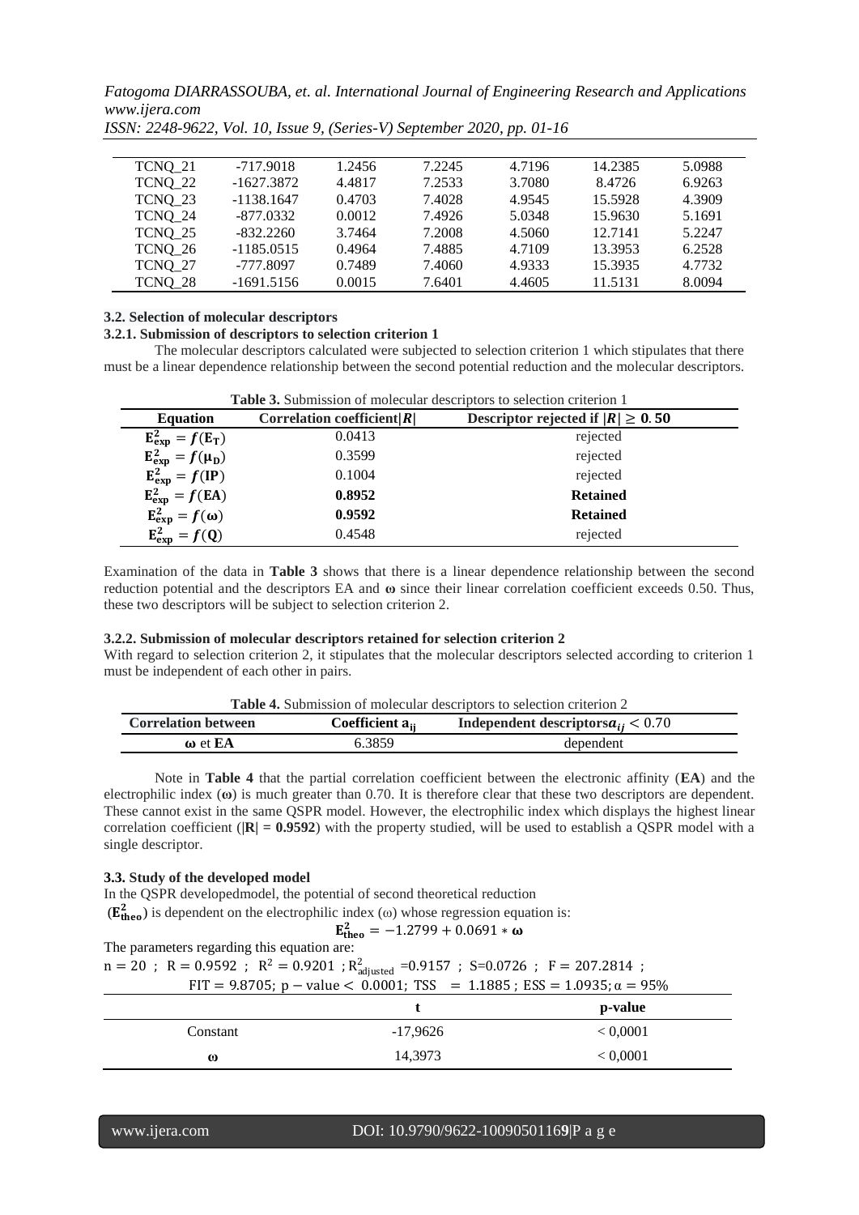| TCNQ_21 | -717.9018 | 1.2456 | 7.2245 | 4.7196 | 14.2385 | 5.0988 |
|---|---|---|---|---|---|---|
| TCNQ_22 | -1627.3872 | 4.4817 | 7.2533 | 3.7080 | 8.4726 | 6.9263 |
| TCNQ_23 | -1138.1647 | 0.4703 | 7.4028 | 4.9545 | 15.5928 | 4.3909 |
| TCNQ_24 | -877.0332 | 0.0012 | 7.4926 | 5.0348 | 15.9630 | 5.1691 |
| TCNQ_25 | -832.2260 | 3.7464 | 7.2008 | 4.5060 | 12.7141 | 5.2247 |
| TCNQ_26 | -1185.0515 | 0.4964 | 7.4885 | 4.7109 | 13.3953 | 6.2528 |
| TCNQ_27 | -777.8097 | 0.7489 | 7.4060 | 4.9333 | 15.3935 | 4.7732 |
| TCNQ_28 | -1691.5156 | 0.0015 | 7.6401 | 4.4605 | 11.5131 | 8.0094 |

### 3.2. Selection of molecular descriptors

#### 3.2.1. Submission of descriptors to selection criterion 1

The molecular descriptors calculated were subjected to selection criterion 1 which stipulates that there must be a linear dependence relationship between the second potential reduction and the molecular descriptors.

**Table 3.** Submission of molecular descriptors to selection criterion 1

| Equation | Correlation coefficient $\|R\|$ | Descriptor rejected if $\|R\| \geq 0.50$ |
|---|---|---|
| $E^2_{exp} = f(E_T)$ | 0.0413 | rejected |
| $E^2_{exp} = f(\mu_D)$ | 0.3599 | rejected |
| $E^2_{exp} = f(IP)$ | 0.1004 | rejected |
| $E^2_{exp} = f(EA)$ | **0.8952** | **Retained** |
| $E^2_{exp} = f(\omega)$ | **0.9592** | **Retained** |
| $E^2_{exp} = f(Q)$ | 0.4548 | rejected |

Examination of the data in **Table 3** shows that there is a linear dependence relationship between the second reduction potential and the descriptors EA and **ω** since their linear correlation coefficient exceeds 0.50. Thus, these two descriptors will be subject to selection criterion 2.

#### 3.2.2. Submission of molecular descriptors retained for selection criterion 2

With regard to selection criterion 2, it stipulates that the molecular descriptors selected according to criterion 1 must be independent of each other in pairs.

**Table 4.** Submission of molecular descriptors to selection criterion 2

| Correlation between | Coefficient $a_{ij}$ | Independent descriptors $a_{ij} < 0.70$ |
|---|---|---|
| **ω** et **EA** | 6.3859 | dependent |

Note in **Table 4** that the partial correlation coefficient between the electronic affinity (**EA**) and the electrophilic index (**ω**) is much greater than 0.70. It is therefore clear that these two descriptors are dependent. These cannot exist in the same QSPR model. However, the electrophilic index which displays the highest linear correlation coefficient (**|R| = 0.9592**) with the property studied, will be used to establish a QSPR model with a single descriptor.

### 3.3. Study of the developed model

In the QSPR developedmodel, the potential of second theoretical reduction ($E^2_{theo}$) is dependent on the electrophilic index (ω) whose regression equation is:

$$E^2_{theo} = -1.2799 + 0.0691 * \omega$$

The parameters regarding this equation are:

$n = 20$ ; $R = 0.9592$ ; $R^2 = 0.9201$ ; $R^2_{adjusted} = 0.9157$ ; $S = 0.0726$ ; $F = 207.2814$ ;
$FIT = 9.8705$; $p-value < 0.0001$; $TSS = 1.1885$ ; $ESS = 1.0935$; $\alpha = 95\%$

| | t | p-value |
|---|---|---|
| Constant | -17,9626 | < 0,0001 |
| ω | 14,3973 | < 0,0001 |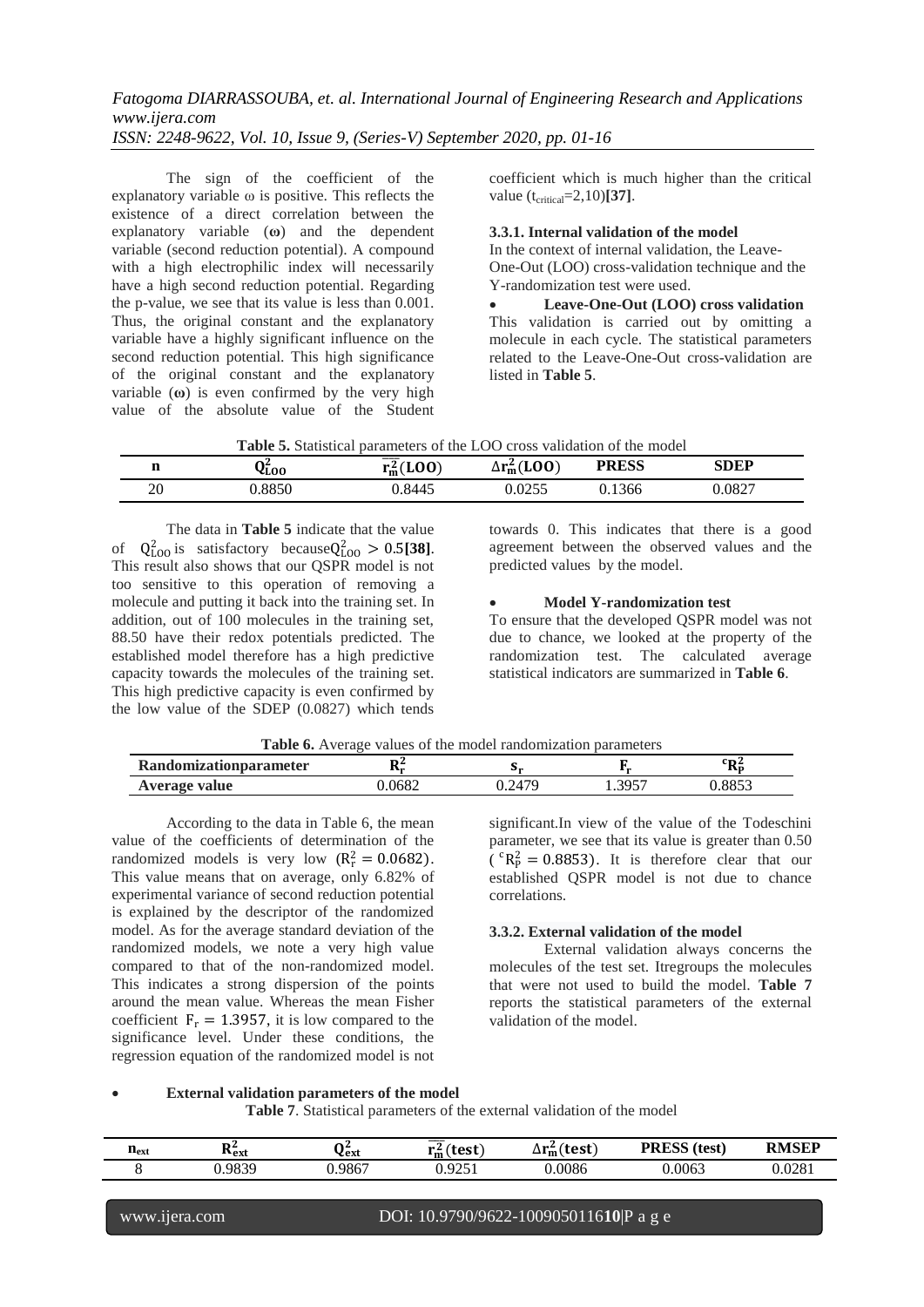The sign of the coefficient of the explanatory variable ω is positive. This reflects the existence of a direct correlation between the explanatory variable (**ω**) and the dependent variable (second reduction potential). A compound with a high electrophilic index will necessarily have a high second reduction potential. Regarding the p-value, we see that its value is less than 0.001. Thus, the original constant and the explanatory variable have a highly significant influence on the second reduction potential. This high significance of the original constant and the explanatory variable (**ω**) is even confirmed by the very high value of the absolute value of the Student coefficient which is much higher than the critical value ($t_{critical}$=2,10)**[37]**.

### 3.3.1. Internal validation of the model

In the context of internal validation, the Leave-One-Out (LOO) cross-validation technique and the Y-randomization test were used.

- **Leave-One-Out (LOO) cross validation**

This validation is carried out by omitting a molecule in each cycle. The statistical parameters related to the Leave-One-Out cross-validation are listed in **Table 5**.

**Table 5.** Statistical parameters of the LOO cross validation of the model

| n | $Q^2_{LOO}$ | $\overline{r^2_m}(LOO)$ | $\Delta r^2_m(LOO)$ | PRESS | SDEP |
|---|---|---|---|---|---|
| 20 | 0.8850 | 0.8445 | 0.0255 | 0.1366 | 0.0827 |

The data in **Table 5** indicate that the value of $Q^2_{LOO}$ is satisfactory because $Q^2_{LOO} > 0.5$**[38]**. This result also shows that our QSPR model is not too sensitive to this operation of removing a molecule and putting it back into the training set. In addition, out of 100 molecules in the training set, 88.50 have their redox potentials predicted. The established model therefore has a high predictive capacity towards the molecules of the training set. This high predictive capacity is even confirmed by the low value of the SDEP (0.0827) which tends towards 0. This indicates that there is a good agreement between the observed values and the predicted values by the model.

- **Model Y-randomization test**

To ensure that the developed QSPR model was not due to chance, we looked at the property of the randomization test. The calculated average statistical indicators are summarized in **Table 6**.

**Table 6.** Average values of the model randomization parameters

| Randomizationparameter | $R^2_r$ | $s_r$ | $F_r$ | $^cR^2_P$ |
|---|---|---|---|---|
| Average value | 0.0682 | 0.2479 | 1.3957 | 0.8853 |

According to the data in Table 6, the mean value of the coefficients of determination of the randomized models is very low ($R^2_r = 0.0682$). This value means that on average, only 6.82% of experimental variance of second reduction potential is explained by the descriptor of the randomized model. As for the average standard deviation of the randomized models, we note a very high value compared to that of the non-randomized model. This indicates a strong dispersion of the points around the mean value. Whereas the mean Fisher coefficient $F_r = 1.3957$, it is low compared to the significance level. Under these conditions, the regression equation of the randomized model is not significant.In view of the value of the Todeschini parameter, we see that its value is greater than 0.50 ($^cR^2_P = 0.8853$). It is therefore clear that our established QSPR model is not due to chance correlations.

### 3.3.2. External validation of the model

External validation always concerns the molecules of the test set. Itregroups the molecules that were not used to build the model. **Table 7** reports the statistical parameters of the external validation of the model.

- **External validation parameters of the model**

**Table 7**. Statistical parameters of the external validation of the model

| $n_{ext}$ | $R^2_{ext}$ | $Q^2_{ext}$ | $\overline{r^2_m}(test)$ | $\Delta r^2_m(test)$ | PRESS (test) | RMSEP |
|---|---|---|---|---|---|---|
| 8 | 0.9839 | 0.9867 | 0.9251 | 0.0086 | 0.0063 | 0.0281 |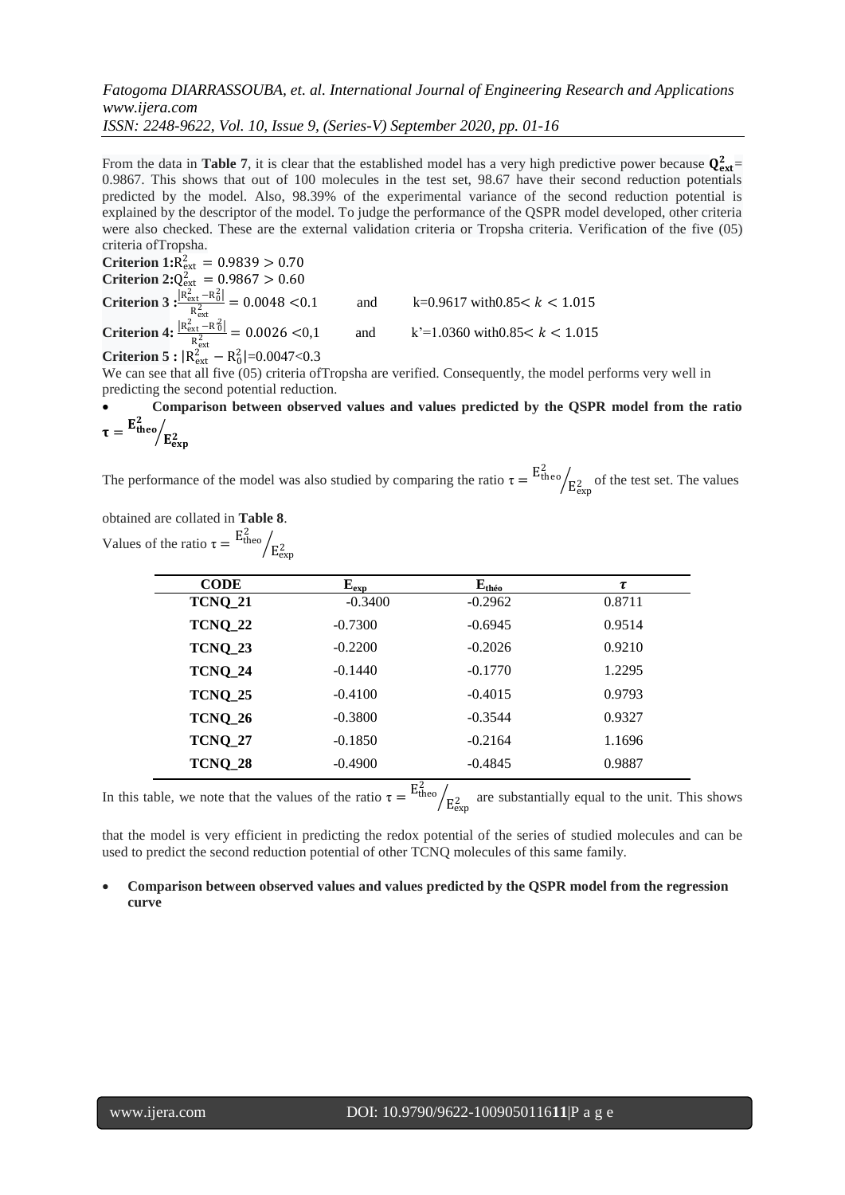From the data in **Table 7**, it is clear that the established model has a very high predictive power because $\mathbf{Q^2_{ext}}$ = 0.9867. This shows that out of 100 molecules in the test set, 98.67 have their second reduction potentials predicted by the model. Also, 98.39% of the experimental variance of the second reduction potential is explained by the descriptor of the model. To judge the performance of the QSPR model developed, other criteria were also checked. These are the external validation criteria or Tropsha criteria. Verification of the five (05) criteria ofTropsha.

**Criterion 1:** $R^2_{ext} = 0.9839 > 0.70$

**Criterion 2:** $Q^2_{ext} = 0.9867 > 0.60$

**Criterion 3 :** $\frac{|R^2_{ext} - R^2_0|}{R^2_{ext}} = 0.0048 < 0.1$ and $k=0.9617$ with $0.85 < k < 1.015$

**Criterion 4:** $\frac{|R^2_{ext} - R'^2_0|}{R^2_{ext}} = 0.0026 < 0{,}1$ and $k'=1.0360$ with $0.85 < k < 1.015$

**Criterion 5 :** $|R^2_{ext} - R^2_0| = 0.0047 < 0.3$

We can see that all five (05) criteria ofTropsha are verified. Consequently, the model performs very well in predicting the second potential reduction.

- **Comparison between observed values and values predicted by the QSPR model from the ratio $\tau = E^2_{theo}/E^2_{exp}$**

The performance of the model was also studied by comparing the ratio $\tau = E^2_{theo}/E^2_{exp}$ of the test set. The values obtained are collated in **Table 8**.

Values of the ratio $\tau = E^2_{theo}/E^2_{exp}$

| CODE | $E_{exp}$ | $E_{théo}$ | $\tau$ |
|---|---|---|---|
| TCNQ_21 | -0.3400 | -0.2962 | 0.8711 |
| TCNQ_22 | -0.7300 | -0.6945 | 0.9514 |
| TCNQ_23 | -0.2200 | -0.2026 | 0.9210 |
| TCNQ_24 | -0.1440 | -0.1770 | 1.2295 |
| TCNQ_25 | -0.4100 | -0.4015 | 0.9793 |
| TCNQ_26 | -0.3800 | -0.3544 | 0.9327 |
| TCNQ_27 | -0.1850 | -0.2164 | 1.1696 |
| TCNQ_28 | -0.4900 | -0.4845 | 0.9887 |

In this table, we note that the values of the ratio $\tau = E^2_{theo}/E^2_{exp}$ are substantially equal to the unit. This shows that the model is very efficient in predicting the redox potential of the series of studied molecules and can be used to predict the second reduction potential of other TCNQ molecules of this same family.

- **Comparison between observed values and values predicted by the QSPR model from the regression curve**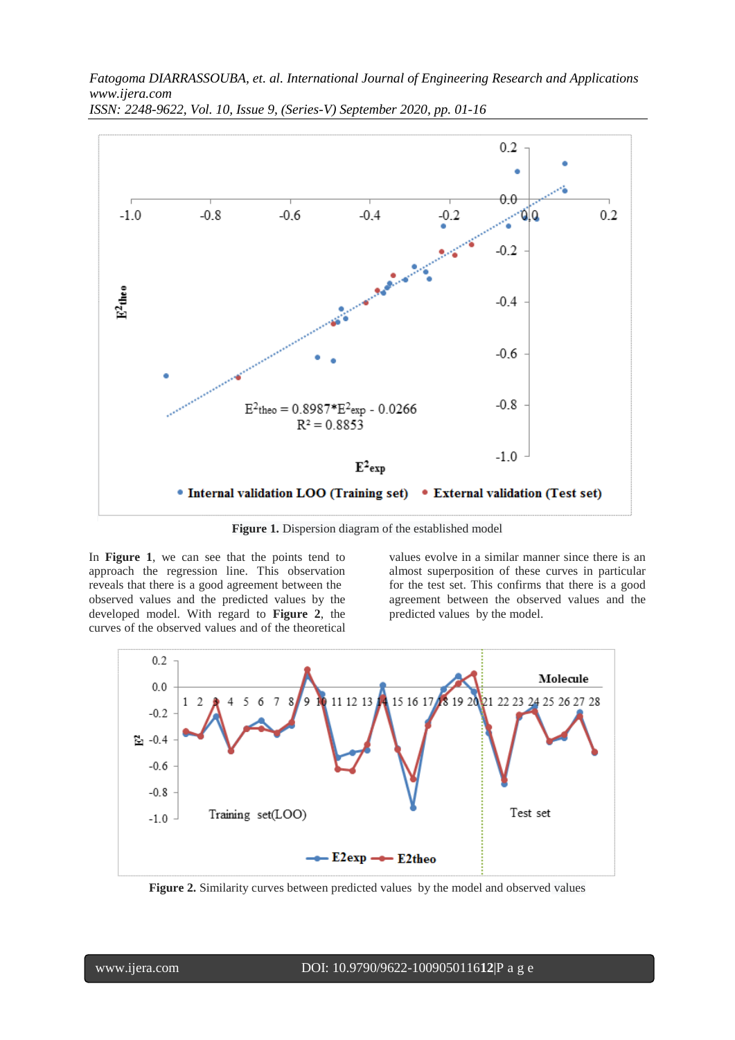Figure 1. Dispersion diagram of the established model

In **Figure 1**, we can see that the points tend to approach the regression line. This observation reveals that there is a good agreement between the observed values and the predicted values by the developed model. With regard to **Figure 2**, the curves of the observed values and of the theoretical values evolve in a similar manner since there is an almost superposition of these curves in particular for the test set. This confirms that there is a good agreement between the observed values and the predicted values by the model.

Figure 2. Similarity curves between predicted values by the model and observed values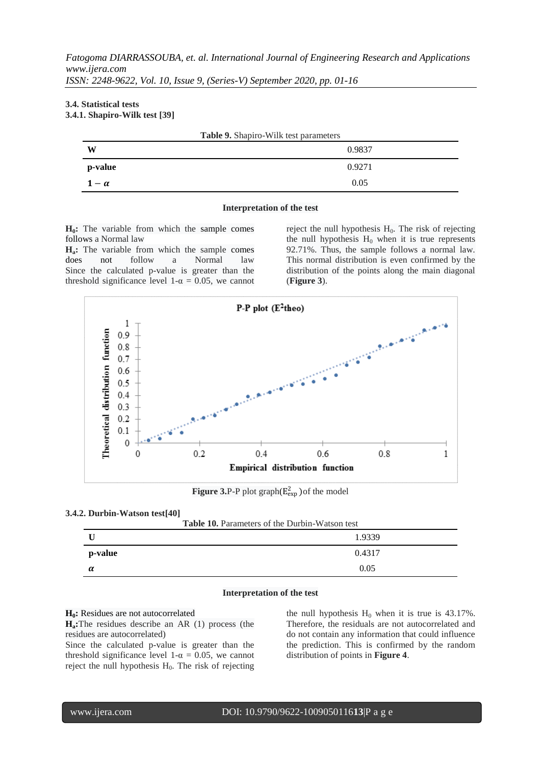### 3.4. Statistical tests

#### 3.4.1. Shapiro-Wilk test [39]

**Table 9.** Shapiro-Wilk test parameters

| | |
|---|---|
| **W** | 0.9837 |
| **p-value** | 0.9271 |
| $\mathbf{1-\alpha}$ | 0.05 |

**Interpretation of the test**

**$H_0$:** The variable from which the sample comes follows a Normal law

**$H_a$:** The variable from which the sample comes does not follow a Normal law

Since the calculated p-value is greater than the threshold significance level $1\text{-}\alpha = 0.05$, we cannot reject the null hypothesis $H_0$. The risk of rejecting the null hypothesis $H_0$ when it is true represents 92.71%. Thus, the sample follows a normal law. This normal distribution is even confirmed by the distribution of the points along the main diagonal (**Figure 3**).

**Figure 3.**P-P plot graph($E^2_{exp}$ )of the model

#### 3.4.2. Durbin-Watson test[40]

**Table 10.** Parameters of the Durbin-Watson test

| | |
|---|---|
| **U** | 1.9339 |
| **p-value** | 0.4317 |
| $\boldsymbol{\alpha}$ | 0.05 |

**Interpretation of the test**

**$H_0$:** Residues are not autocorrelated

**$H_a$:**The residues describe an AR (1) process (the residues are autocorrelated)

Since the calculated p-value is greater than the threshold significance level $1\text{-}\alpha = 0.05$, we cannot reject the null hypothesis $H_0$. The risk of rejecting the null hypothesis $H_0$ when it is true is 43.17%. Therefore, the residuals are not autocorrelated and do not contain any information that could influence the prediction. This is confirmed by the random distribution of points in **Figure 4**.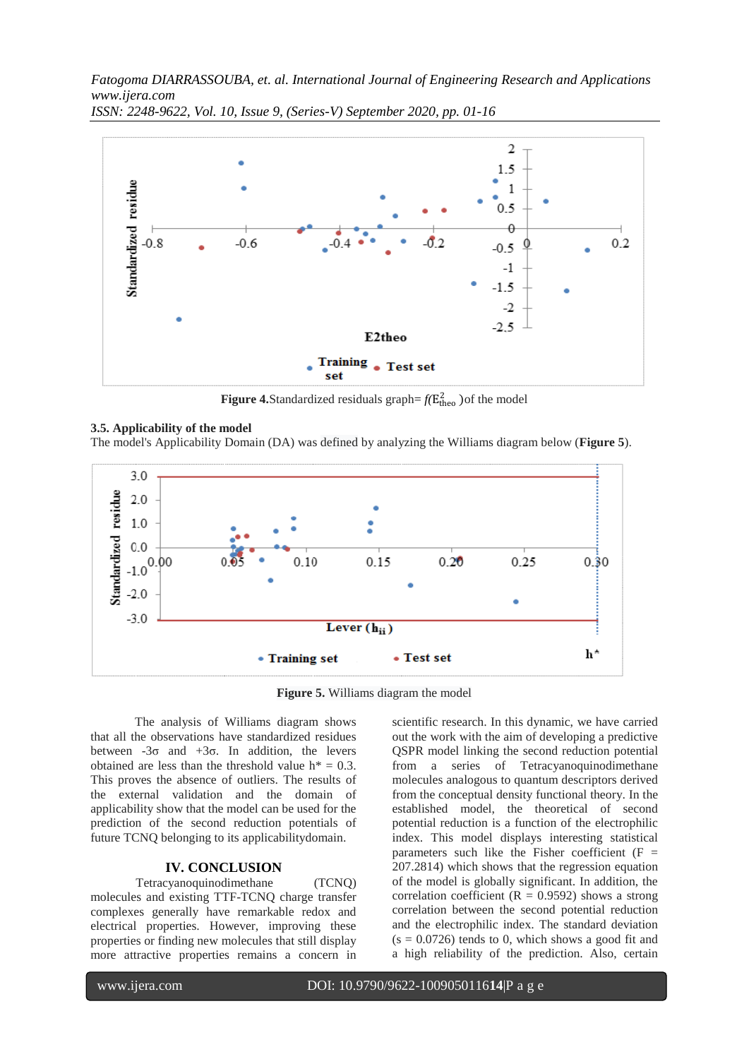**Figure 4.**Standardized residuals graph= $f(E^2_{theo})$of the model

### 3.5. Applicability of the model

The model's Applicability Domain (DA) was defined by analyzing the Williams diagram below (**Figure 5**).

**Figure 5.** Williams diagram the model

The analysis of Williams diagram shows that all the observations have standardized residues between -3σ and +3σ. In addition, the levers obtained are less than the threshold value h* = 0.3. This proves the absence of outliers. The results of the external validation and the domain of applicability show that the model can be used for the prediction of the second reduction potentials of future TCNQ belonging to its applicabilitydomain.

## IV. CONCLUSION

Tetracyanoquinodimethane (TCNQ) molecules and existing TTF-TCNQ charge transfer complexes generally have remarkable redox and electrical properties. However, improving these properties or finding new molecules that still display more attractive properties remains a concern in scientific research. In this dynamic, we have carried out the work with the aim of developing a predictive QSPR model linking the second reduction potential from a series of Tetracyanoquinodimethane molecules analogous to quantum descriptors derived from the conceptual density functional theory. In the established model, the theoretical of second potential reduction is a function of the electrophilic index. This model displays interesting statistical parameters such like the Fisher coefficient (F = 207.2814) which shows that the regression equation of the model is globally significant. In addition, the correlation coefficient (R = 0.9592) shows a strong correlation between the second potential reduction and the electrophilic index. The standard deviation (s = 0.0726) tends to 0, which shows a good fit and a high reliability of the prediction. Also, certain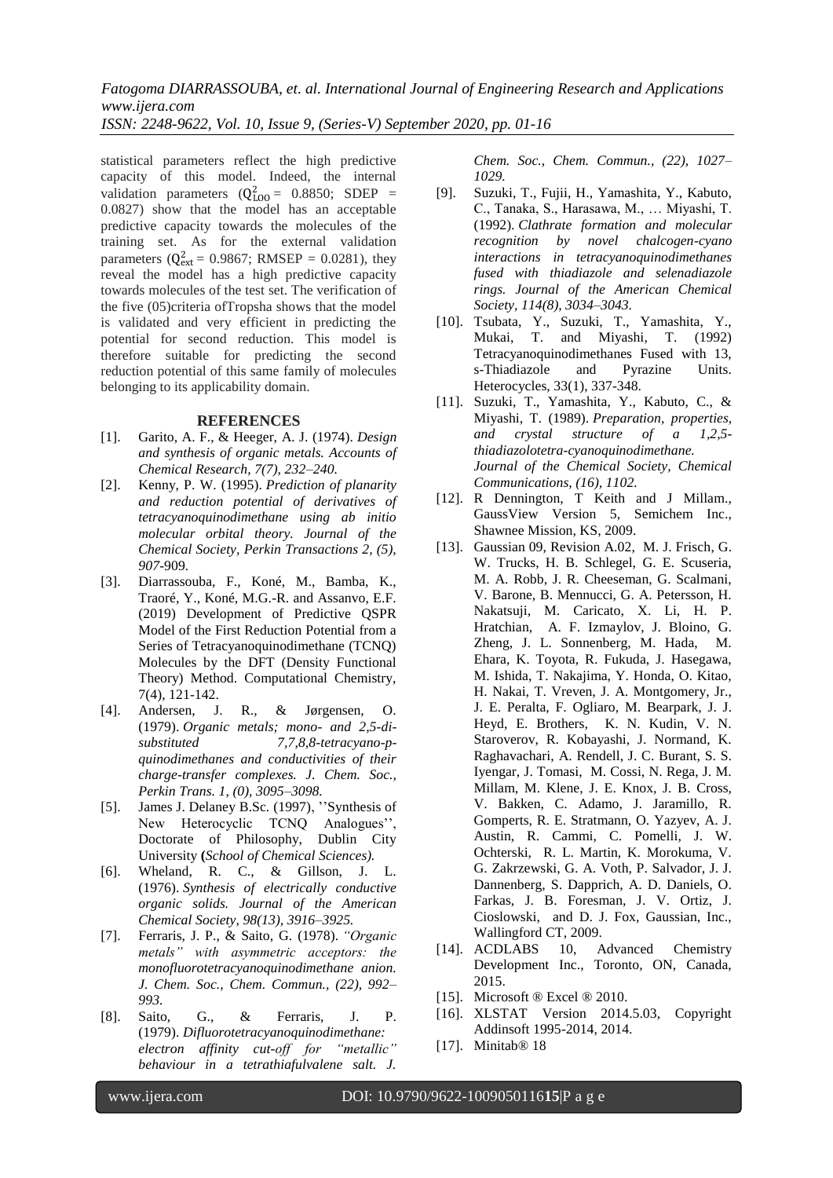statistical parameters reflect the high predictive capacity of this model. Indeed, the internal validation parameters ($Q^2_{LOO}$ = 0.8850; SDEP = 0.0827) show that the model has an acceptable predictive capacity towards the molecules of the training set. As for the external validation parameters ($Q^2_{ext}$ = 0.9867; RMSEP = 0.0281), they reveal the model has a high predictive capacity towards molecules of the test set. The verification of the five (05)criteria ofTropsha shows that the model is validated and very efficient in predicting the potential for second reduction. This model is therefore suitable for predicting the second reduction potential of this same family of molecules belonging to its applicability domain.

## REFERENCES

[1]. Garito, A. F., & Heeger, A. J. (1974). *Design and synthesis of organic metals. Accounts of Chemical Research, 7(7), 232–240.*

[2]. Kenny, P. W. (1995). *Prediction of planarity and reduction potential of derivatives of tetracyanoquinodimethane using ab initio molecular orbital theory. Journal of the Chemical Society, Perkin Transactions 2, (5), 907-*909.

[3]. Diarrassouba, F., Koné, M., Bamba, K., Traoré, Y., Koné, M.G.-R. and Assanvo, E.F. (2019) Development of Predictive QSPR Model of the First Reduction Potential from a Series of Tetracyanoquinodimethane (TCNQ) Molecules by the DFT (Density Functional Theory) Method. Computational Chemistry, 7(4), 121-142.

[4]. Andersen, J. R., & Jørgensen, O. (1979). *Organic metals; mono- and 2,5-di-substituted 7,7,8,8-tetracyano-p-quinodimethanes and conductivities of their charge-transfer complexes. J. Chem. Soc., Perkin Trans. 1, (0), 3095–3098.*

[5]. James J. Delaney B.Sc. (1997), ''Synthesis of New Heterocyclic TCNQ Analogues'', Doctorate of Philosophy, Dublin City University **(***School of Chemical Sciences).*

[6]. Wheland, R. C., & Gillson, J. L. (1976). *Synthesis of electrically conductive organic solids. Journal of the American Chemical Society, 98(13), 3916–3925.*

[7]. Ferraris, J. P., & Saito, G. (1978). *"Organic metals" with asymmetric acceptors: the monofluorotetracyanoquinodimethane anion. J. Chem. Soc., Chem. Commun., (22), 992–993.*

[8]. Saito, G., & Ferraris, J. P. (1979). *Difluorotetracyanoquinodimethane: electron affinity cut-off for "metallic" behaviour in a tetrathiafulvalene salt. J. Chem. Soc., Chem. Commun., (22), 1027–1029.*

[9]. Suzuki, T., Fujii, H., Yamashita, Y., Kabuto, C., Tanaka, S., Harasawa, M., … Miyashi, T. (1992). *Clathrate formation and molecular recognition by novel chalcogen-cyano interactions in tetracyanoquinodimethanes fused with thiadiazole and selenadiazole rings. Journal of the American Chemical Society, 114(8), 3034–3043.*

[10]. Tsubata, Y., Suzuki, T., Yamashita, Y., Mukai, T. and Miyashi, T. (1992) Tetracyanoquinodimethanes Fused with 13, s-Thiadiazole and Pyrazine Units. Heterocycles, 33(1), 337-348.

[11]. Suzuki, T., Yamashita, Y., Kabuto, C., & Miyashi, T. (1989). *Preparation, properties, and crystal structure of a 1,2,5-thiadiazolotetra-cyanoquinodimethane. Journal of the Chemical Society, Chemical Communications, (16), 1102.*

[12]. R Dennington, T Keith and J Millam., GaussView Version 5, Semichem Inc., Shawnee Mission, KS, 2009.

[13]. Gaussian 09, Revision A.02, M. J. Frisch, G. W. Trucks, H. B. Schlegel, G. E. Scuseria, M. A. Robb, J. R. Cheeseman, G. Scalmani, V. Barone, B. Mennucci, G. A. Petersson, H. Nakatsuji, M. Caricato, X. Li, H. P. Hratchian, A. F. Izmaylov, J. Bloino, G. Zheng, J. L. Sonnenberg, M. Hada, M. Ehara, K. Toyota, R. Fukuda, J. Hasegawa, M. Ishida, T. Nakajima, Y. Honda, O. Kitao, H. Nakai, T. Vreven, J. A. Montgomery, Jr., J. E. Peralta, F. Ogliaro, M. Bearpark, J. J. Heyd, E. Brothers, K. N. Kudin, V. N. Staroverov, R. Kobayashi, J. Normand, K. Raghavachari, A. Rendell, J. C. Burant, S. S. Iyengar, J. Tomasi, M. Cossi, N. Rega, J. M. Millam, M. Klene, J. E. Knox, J. B. Cross, V. Bakken, C. Adamo, J. Jaramillo, R. Gomperts, R. E. Stratmann, O. Yazyev, A. J. Austin, R. Cammi, C. Pomelli, J. W. Ochterski, R. L. Martin, K. Morokuma, V. G. Zakrzewski, G. A. Voth, P. Salvador, J. J. Dannenberg, S. Dapprich, A. D. Daniels, O. Farkas, J. B. Foresman, J. V. Ortiz, J. Cioslowski, and D. J. Fox, Gaussian, Inc., Wallingford CT, 2009.

[14]. ACDLABS 10, Advanced Chemistry Development Inc., Toronto, ON, Canada, 2015.

[15]. Microsoft ® Excel ® 2010.

[16]. XLSTAT Version 2014.5.03, Copyright Addinsoft 1995-2014, 2014.

[17]. Minitab® 18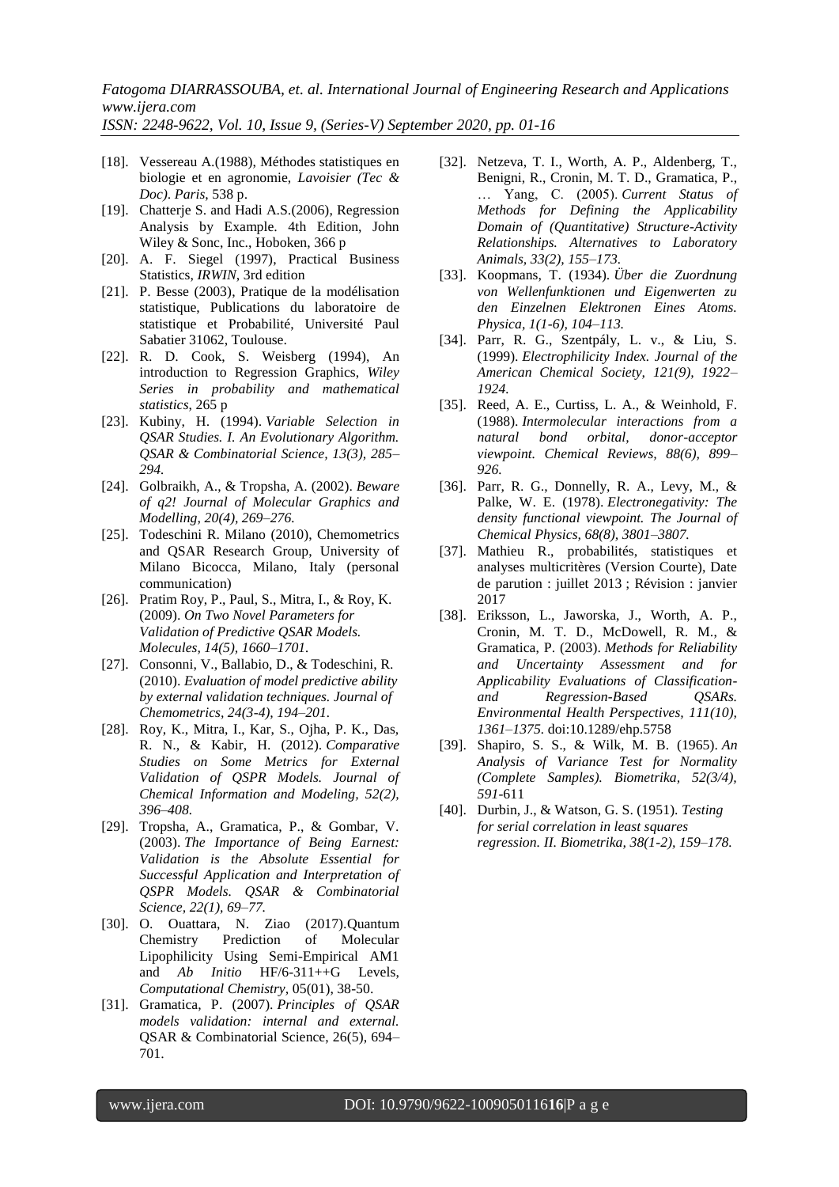[18]. Vessereau A.(1988), Méthodes statistiques en biologie et en agronomie, *Lavoisier (Tec & Doc). Paris*, 538 p.

[19]. Chatterje S. and Hadi A.S.(2006), Regression Analysis by Example. 4th Edition, John Wiley & Sonc, Inc., Hoboken, 366 p

[20]. A. F. Siegel (1997), Practical Business Statistics, *IRWIN*, 3rd edition

[21]. P. Besse (2003), Pratique de la modélisation statistique, Publications du laboratoire de statistique et Probabilité, Université Paul Sabatier 31062, Toulouse.

[22]. R. D. Cook, S. Weisberg (1994), An introduction to Regression Graphics, *Wiley Series in probability and mathematical statistics*, 265 p

[23]. Kubiny, H. (1994). *Variable Selection in QSAR Studies. I. An Evolutionary Algorithm. QSAR & Combinatorial Science, 13(3), 285–294.*

[24]. Golbraikh, A., & Tropsha, A. (2002). *Beware of q2! Journal of Molecular Graphics and Modelling, 20(4), 269–276.*

[25]. Todeschini R. Milano (2010), Chemometrics and QSAR Research Group, University of Milano Bicocca, Milano, Italy (personal communication)

[26]. Pratim Roy, P., Paul, S., Mitra, I., & Roy, K. (2009). *On Two Novel Parameters for Validation of Predictive QSAR Models. Molecules, 14(5), 1660–1701.*

[27]. Consonni, V., Ballabio, D., & Todeschini, R. (2010). *Evaluation of model predictive ability by external validation techniques. Journal of Chemometrics, 24(3-4), 194–201.*

[28]. Roy, K., Mitra, I., Kar, S., Ojha, P. K., Das, R. N., & Kabir, H. (2012). *Comparative Studies on Some Metrics for External Validation of QSPR Models. Journal of Chemical Information and Modeling, 52(2), 396–408.*

[29]. Tropsha, A., Gramatica, P., & Gombar, V. (2003). *The Importance of Being Earnest: Validation is the Absolute Essential for Successful Application and Interpretation of QSPR Models. QSAR & Combinatorial Science, 22(1), 69–77.*

[30]. O. Ouattara, N. Ziao (2017).Quantum Chemistry Prediction of Molecular Lipophilicity Using Semi-Empirical AM1 and *Ab Initio* HF/6-311++G Levels, *Computational Chemistry*, 05(01), 38-50.

[31]. Gramatica, P. (2007). *Principles of QSAR models validation: internal and external.* QSAR & Combinatorial Science, 26(5), 694–701.

[32]. Netzeva, T. I., Worth, A. P., Aldenberg, T., Benigni, R., Cronin, M. T. D., Gramatica, P., … Yang, C. (2005). *Current Status of Methods for Defining the Applicability Domain of (Quantitative) Structure-Activity Relationships. Alternatives to Laboratory Animals, 33(2), 155–173.*

[33]. Koopmans, T. (1934). *Über die Zuordnung von Wellenfunktionen und Eigenwerten zu den Einzelnen Elektronen Eines Atoms. Physica, 1(1-6), 104–113.*

[34]. Parr, R. G., Szentpály, L. v., & Liu, S. (1999). *Electrophilicity Index. Journal of the American Chemical Society, 121(9), 1922–1924.*

[35]. Reed, A. E., Curtiss, L. A., & Weinhold, F. (1988). *Intermolecular interactions from a natural bond orbital, donor-acceptor viewpoint. Chemical Reviews, 88(6), 899–926.*

[36]. Parr, R. G., Donnelly, R. A., Levy, M., & Palke, W. E. (1978). *Electronegativity: The density functional viewpoint. The Journal of Chemical Physics, 68(8), 3801–3807.*

[37]. Mathieu R., probabilités, statistiques et analyses multicritères (Version Courte), Date de parution : juillet 2013 ; Révision : janvier 2017

[38]. Eriksson, L., Jaworska, J., Worth, A. P., Cronin, M. T. D., McDowell, R. M., & Gramatica, P. (2003). *Methods for Reliability and Uncertainty Assessment and for Applicability Evaluations of Classification- and Regression-Based QSARs. Environmental Health Perspectives, 111(10), 1361–1375.* doi:10.1289/ehp.5758

[39]. Shapiro, S. S., & Wilk, M. B. (1965). *An Analysis of Variance Test for Normality (Complete Samples). Biometrika, 52(3/4), 591*-611

[40]. Durbin, J., & Watson, G. S. (1951). *Testing for serial correlation in least squares regression. II. Biometrika, 38(1-2), 159–178.*